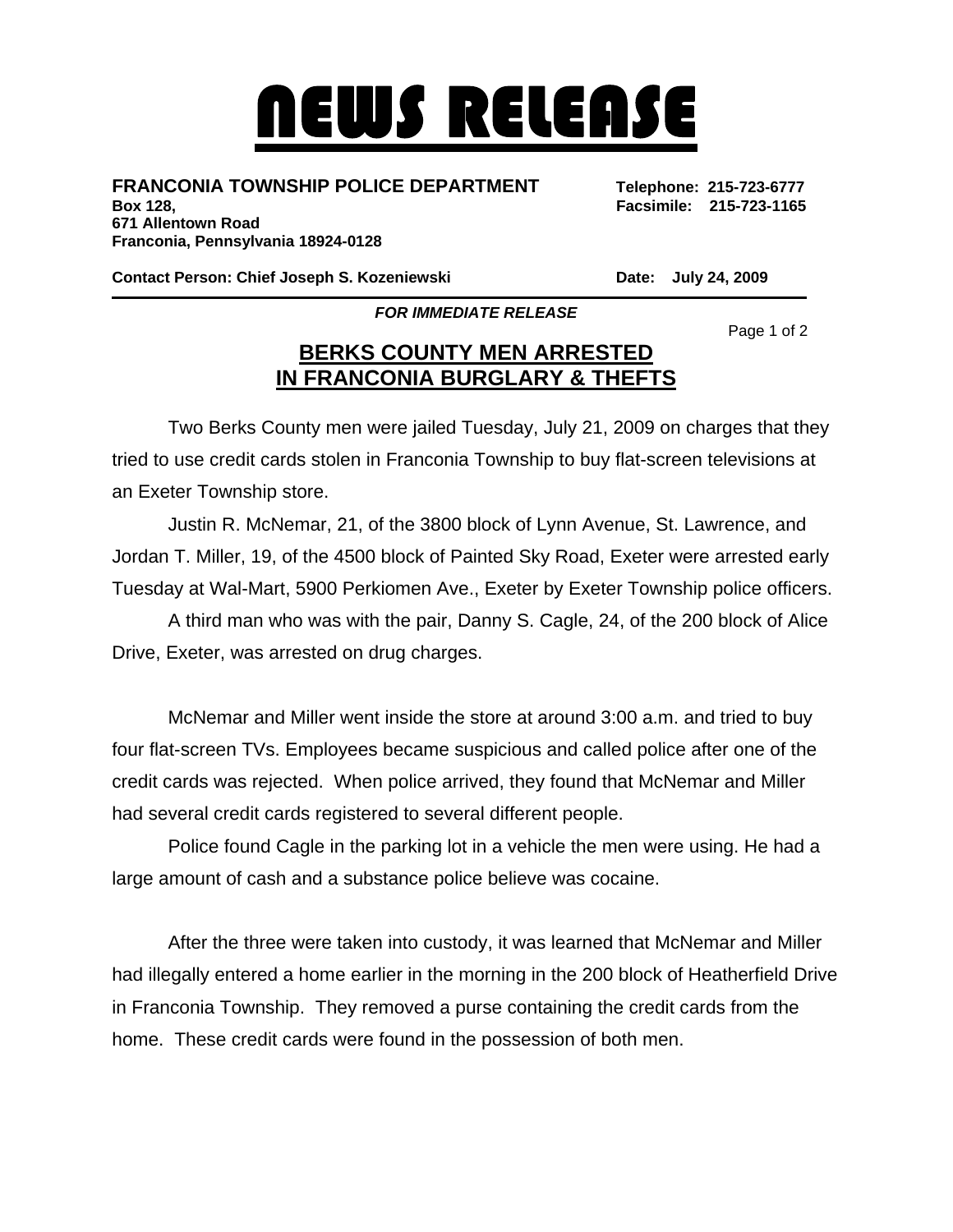# NEWS RELEASE

**FRANCONIA TOWNSHIP POLICE DEPARTMENT**
**Box 128,**
**671 Allentown Road**
**Franconia, Pennsylvania 18924-0128**

**Telephone: 215-723-6777**
**Facsimile: 215-723-1165**

**Contact Person: Chief Joseph S. Kozeniewski**

**Date: July 24, 2009**

***FOR IMMEDIATE RELEASE***

## BERKS COUNTY MEN ARRESTED IN FRANCONIA BURGLARY & THEFTS

Two Berks County men were jailed Tuesday, July 21, 2009 on charges that they tried to use credit cards stolen in Franconia Township to buy flat-screen televisions at an Exeter Township store.

Justin R. McNemar, 21, of the 3800 block of Lynn Avenue, St. Lawrence, and Jordan T. Miller, 19, of the 4500 block of Painted Sky Road, Exeter were arrested early Tuesday at Wal-Mart, 5900 Perkiomen Ave., Exeter by Exeter Township police officers.

A third man who was with the pair, Danny S. Cagle, 24, of the 200 block of Alice Drive, Exeter, was arrested on drug charges.

McNemar and Miller went inside the store at around 3:00 a.m. and tried to buy four flat-screen TVs. Employees became suspicious and called police after one of the credit cards was rejected. When police arrived, they found that McNemar and Miller had several credit cards registered to several different people.

Police found Cagle in the parking lot in a vehicle the men were using. He had a large amount of cash and a substance police believe was cocaine.

After the three were taken into custody, it was learned that McNemar and Miller had illegally entered a home earlier in the morning in the 200 block of Heatherfield Drive in Franconia Township. They removed a purse containing the credit cards from the home. These credit cards were found in the possession of both men.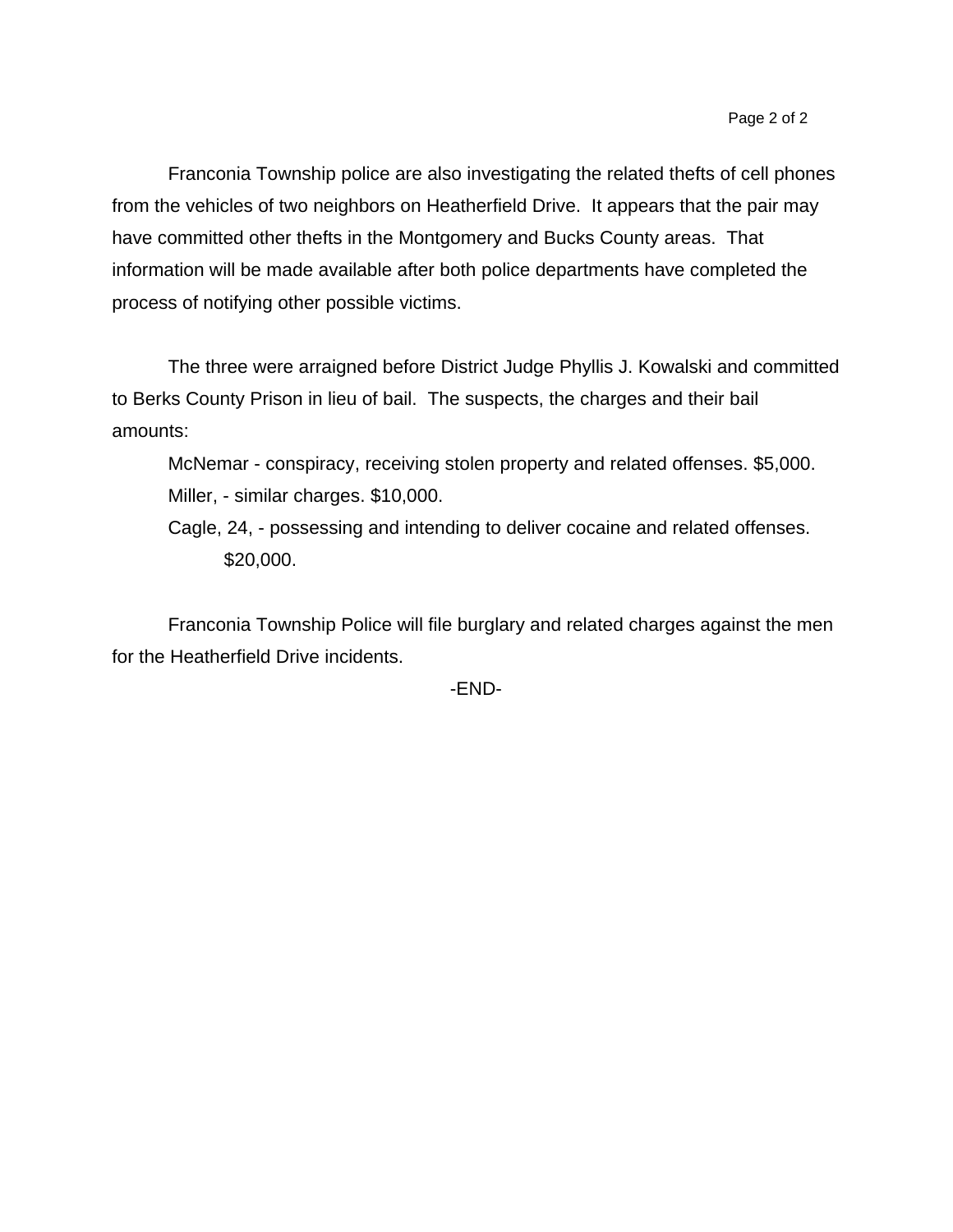Franconia Township police are also investigating the related thefts of cell phones from the vehicles of two neighbors on Heatherfield Drive. It appears that the pair may have committed other thefts in the Montgomery and Bucks County areas. That information will be made available after both police departments have completed the process of notifying other possible victims.

The three were arraigned before District Judge Phyllis J. Kowalski and committed to Berks County Prison in lieu of bail. The suspects, the charges and their bail amounts:

McNemar - conspiracy, receiving stolen property and related offenses. $5,000.

Miller, - similar charges. $10,000.

Cagle, 24, - possessing and intending to deliver cocaine and related offenses. $20,000.

Franconia Township Police will file burglary and related charges against the men for the Heatherfield Drive incidents.

-END-